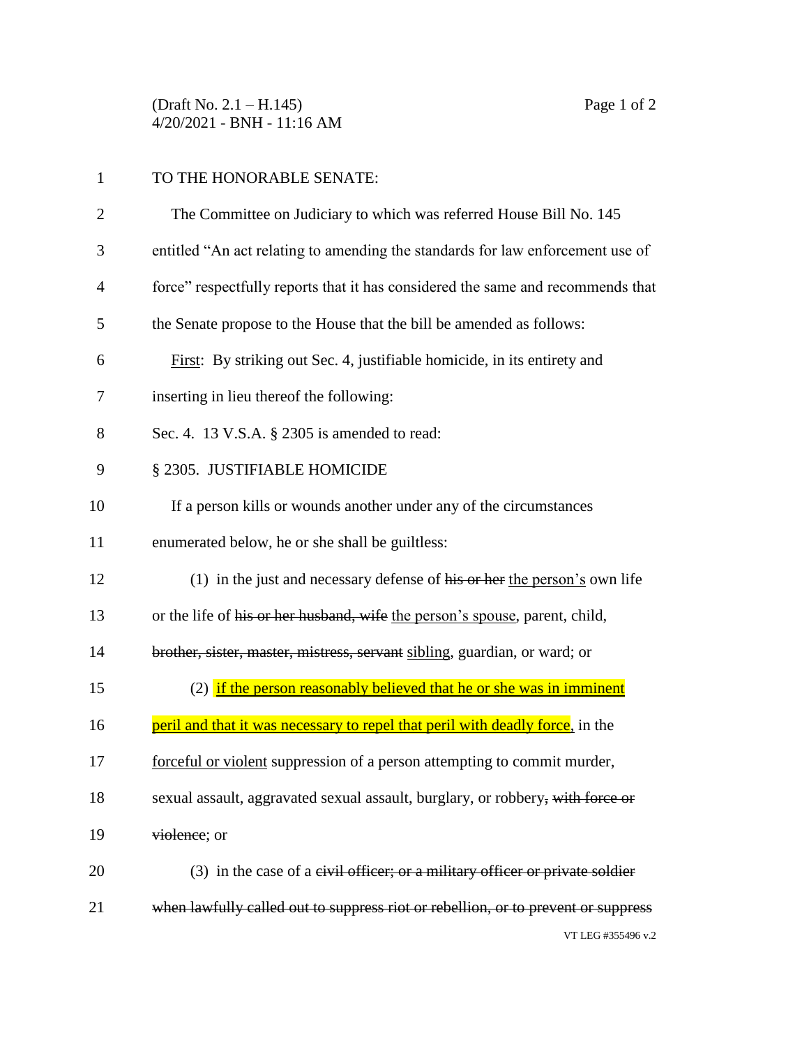TO THE HONORABLE SENATE:

The Committee on Judiciary to which was referred House Bill No. 145 entitled "An act relating to amending the standards for law enforcement use of force" respectfully reports that it has considered the same and recommends that the Senate propose to the House that the bill be amended as follows:

First: By striking out Sec. 4, justifiable homicide, in its entirety and inserting in lieu thereof the following:

Sec. 4. 13 V.S.A. § 2305 is amended to read:

§ 2305. JUSTIFIABLE HOMICIDE

If a person kills or wounds another under any of the circumstances enumerated below, he or she shall be guiltless:

(1) in the just and necessary defense of ~~his or her~~ the person's own life or the life of ~~his or her husband, wife~~ the person's spouse, parent, child, ~~brother, sister, master, mistress, servant~~ sibling, guardian, or ward; or

(2) if the person reasonably believed that he or she was in imminent peril and that it was necessary to repel that peril with deadly force, in the forceful or violent suppression of a person attempting to commit murder, sexual assault, aggravated sexual assault, burglary, or robbery~~, with force or violence~~; or

(3) in the case of a ~~civil officer; or a military officer or private soldier when lawfully called out to suppress riot or rebellion, or to prevent or suppress~~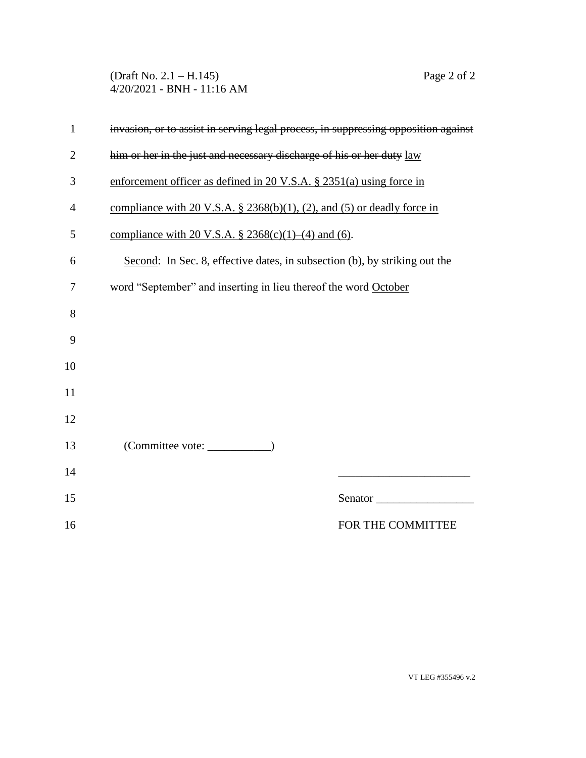~~invasion, or to assist in serving legal process, in suppressing opposition against him or her in the just and necessary discharge of his or her duty~~ <u>law enforcement officer as defined in 20 V.S.A. § 2351(a) using force in compliance with 20 V.S.A. § 2368(b)(1), (2), and (5) or deadly force in compliance with 20 V.S.A. § 2368(c)(1)–(4) and (6)</u>.

<u>Second</u>: In Sec. 8, effective dates, in subsection (b), by striking out the word "September" and inserting in lieu thereof the word <u>October</u>

(Committee vote: ___________)

_______________________

Senator _________________

FOR THE COMMITTEE